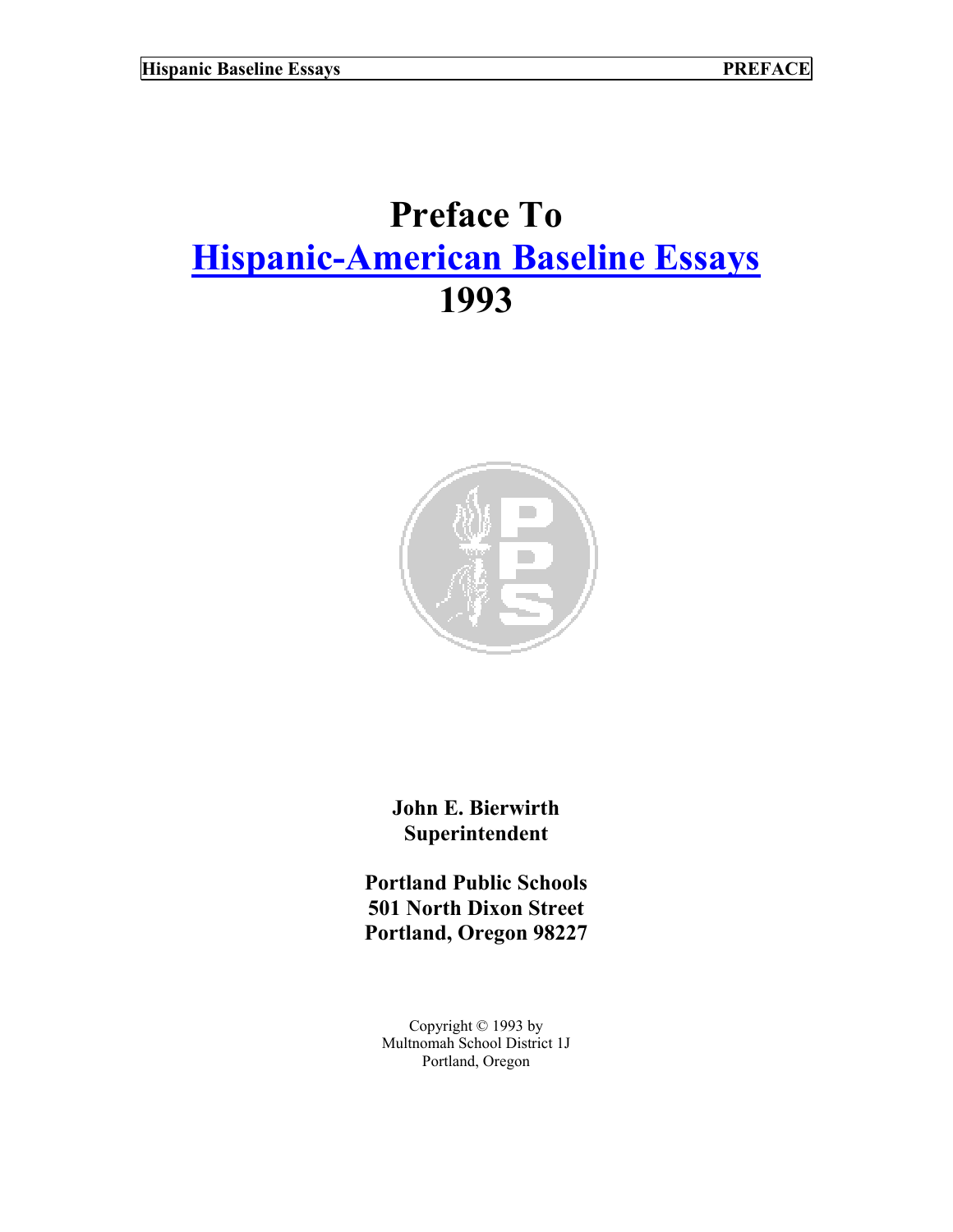# Preface To
# Hispanic-American Baseline Essays
# 1993

**John E. Bierwirth**
**Superintendent**

**Portland Public Schools**
**501 North Dixon Street**
**Portland, Oregon 98227**

Copyright © 1993 by
Multnomah School District 1J
Portland, Oregon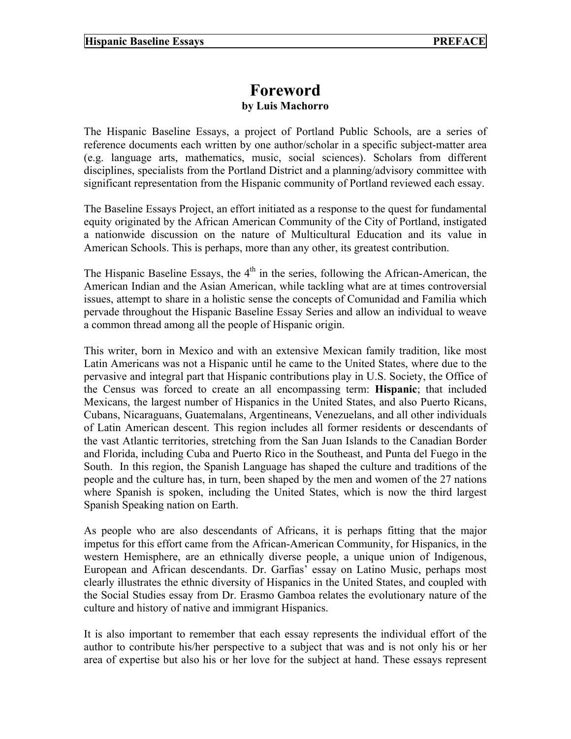# Foreword

**by Luis Machorro**

The Hispanic Baseline Essays, a project of Portland Public Schools, are a series of reference documents each written by one author/scholar in a specific subject-matter area (e.g. language arts, mathematics, music, social sciences). Scholars from different disciplines, specialists from the Portland District and a planning/advisory committee with significant representation from the Hispanic community of Portland reviewed each essay.

The Baseline Essays Project, an effort initiated as a response to the quest for fundamental equity originated by the African American Community of the City of Portland, instigated a nationwide discussion on the nature of Multicultural Education and its value in American Schools. This is perhaps, more than any other, its greatest contribution.

The Hispanic Baseline Essays, the 4th in the series, following the African-American, the American Indian and the Asian American, while tackling what are at times controversial issues, attempt to share in a holistic sense the concepts of Comunidad and Familia which pervade throughout the Hispanic Baseline Essay Series and allow an individual to weave a common thread among all the people of Hispanic origin.

This writer, born in Mexico and with an extensive Mexican family tradition, like most Latin Americans was not a Hispanic until he came to the United States, where due to the pervasive and integral part that Hispanic contributions play in U.S. Society, the Office of the Census was forced to create an all encompassing term: **Hispanic**; that included Mexicans, the largest number of Hispanics in the United States, and also Puerto Ricans, Cubans, Nicaraguans, Guatemalans, Argentineans, Venezuelans, and all other individuals of Latin American descent. This region includes all former residents or descendants of the vast Atlantic territories, stretching from the San Juan Islands to the Canadian Border and Florida, including Cuba and Puerto Rico in the Southeast, and Punta del Fuego in the South. In this region, the Spanish Language has shaped the culture and traditions of the people and the culture has, in turn, been shaped by the men and women of the 27 nations where Spanish is spoken, including the United States, which is now the third largest Spanish Speaking nation on Earth.

As people who are also descendants of Africans, it is perhaps fitting that the major impetus for this effort came from the African-American Community, for Hispanics, in the western Hemisphere, are an ethnically diverse people, a unique union of Indigenous, European and African descendants. Dr. Garfias' essay on Latino Music, perhaps most clearly illustrates the ethnic diversity of Hispanics in the United States, and coupled with the Social Studies essay from Dr. Erasmo Gamboa relates the evolutionary nature of the culture and history of native and immigrant Hispanics.

It is also important to remember that each essay represents the individual effort of the author to contribute his/her perspective to a subject that was and is not only his or her area of expertise but also his or her love for the subject at hand. These essays represent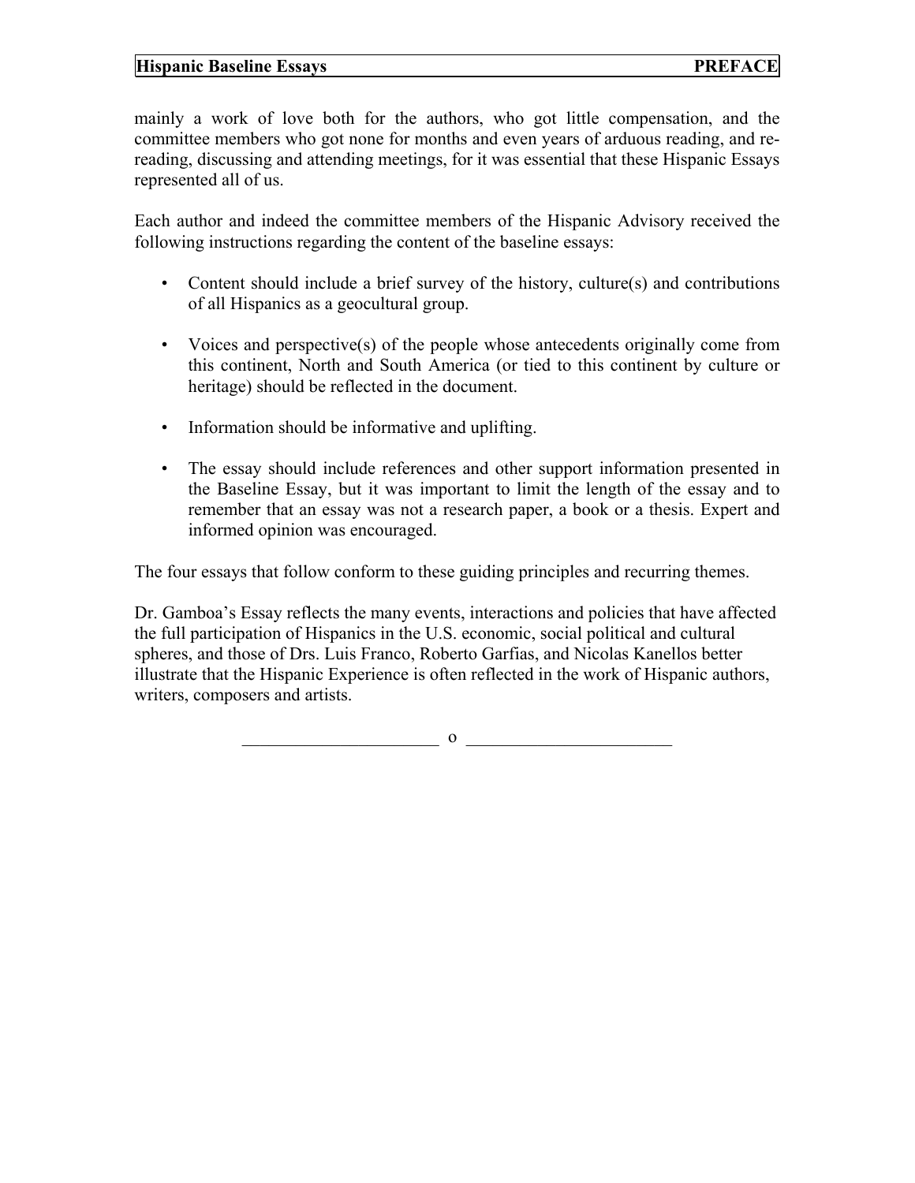mainly a work of love both for the authors, who got little compensation, and the committee members who got none for months and even years of arduous reading, and re-reading, discussing and attending meetings, for it was essential that these Hispanic Essays represented all of us.

Each author and indeed the committee members of the Hispanic Advisory received the following instructions regarding the content of the baseline essays:

- Content should include a brief survey of the history, culture(s) and contributions of all Hispanics as a geocultural group.
- Voices and perspective(s) of the people whose antecedents originally come from this continent, North and South America (or tied to this continent by culture or heritage) should be reflected in the document.
- Information should be informative and uplifting.
- The essay should include references and other support information presented in the Baseline Essay, but it was important to limit the length of the essay and to remember that an essay was not a research paper, a book or a thesis. Expert and informed opinion was encouraged.

The four essays that follow conform to these guiding principles and recurring themes.

Dr. Gamboa's Essay reflects the many events, interactions and policies that have affected the full participation of Hispanics in the U.S. economic, social political and cultural spheres, and those of Drs. Luis Franco, Roberto Garfias, and Nicolas Kanellos better illustrate that the Hispanic Experience is often reflected in the work of Hispanic authors, writers, composers and artists.

______________________ o ______________________